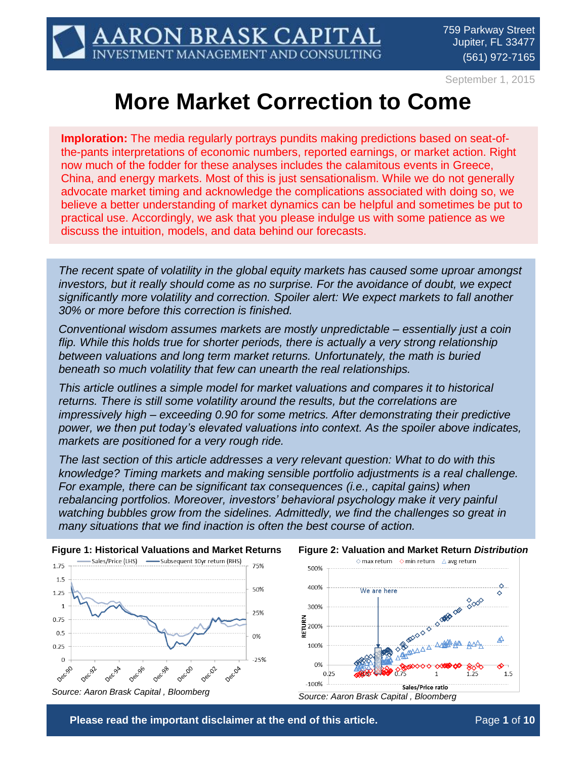AARON BRASK CAPITAL
INVESTMENT MANAGEMENT AND CONSULTING

759 Parkway Street
Jupiter, FL 33477
(561) 972-7165

September 1, 2015

# More Market Correction to Come

**Imploration:** The media regularly portrays pundits making predictions based on seat-of-the-pants interpretations of economic numbers, reported earnings, or market action. Right now much of the fodder for these analyses includes the calamitous events in Greece, China, and energy markets. Most of this is just sensationalism. While we do not generally advocate market timing and acknowledge the complications associated with doing so, we believe a better understanding of market dynamics can be helpful and sometimes be put to practical use. Accordingly, we ask that you please indulge us with some patience as we discuss the intuition, models, and data behind our forecasts.

*The recent spate of volatility in the global equity markets has caused some uproar amongst investors, but it really should come as no surprise. For the avoidance of doubt, we expect significantly more volatility and correction. Spoiler alert: We expect markets to fall another 30% or more before this correction is finished.*

*Conventional wisdom assumes markets are mostly unpredictable – essentially just a coin flip. While this holds true for shorter periods, there is actually a very strong relationship between valuations and long term market returns. Unfortunately, the math is buried beneath so much volatility that few can unearth the real relationships.*

*This article outlines a simple model for market valuations and compares it to historical returns. There is still some volatility around the results, but the correlations are impressively high – exceeding 0.90 for some metrics. After demonstrating their predictive power, we then put today's elevated valuations into context. As the spoiler above indicates, markets are positioned for a very rough ride.*

*The last section of this article addresses a very relevant question: What to do with this knowledge? Timing markets and making sensible portfolio adjustments is a real challenge. For example, there can be significant tax consequences (i.e., capital gains) when rebalancing portfolios. Moreover, investors' behavioral psychology make it very painful watching bubbles grow from the sidelines. Admittedly, we find the challenges so great in many situations that we find inaction is often the best course of action.*

**Figure 1: Historical Valuations and Market Returns**

Sales/Price (LHS) — Subsequent 10yr return (RHS)

1.75, 1.5, 1.25, 1, 0.75, 0.5, 0.25, 0

75%, 50%, 25%, 0%, -25%

Dec-90, Dec-92, Dec-94, Dec-96, Dec-98, Dec-00, Dec-02, Dec-04

*Source: Aaron Brask Capital , Bloomberg*

**Figure 2: Valuation and Market Return *Distribution***

max return, min return, avg return

500%, 400%, 300%, 200%, 100%, 0%, -100%

RETURN

We are here

0.25, 0.5, 0.75, 1, 1.25, 1.5

Sales/Price ratio

*Source: Aaron Brask Capital , Bloomberg*

**Please read the important disclaimer at the end of this article.**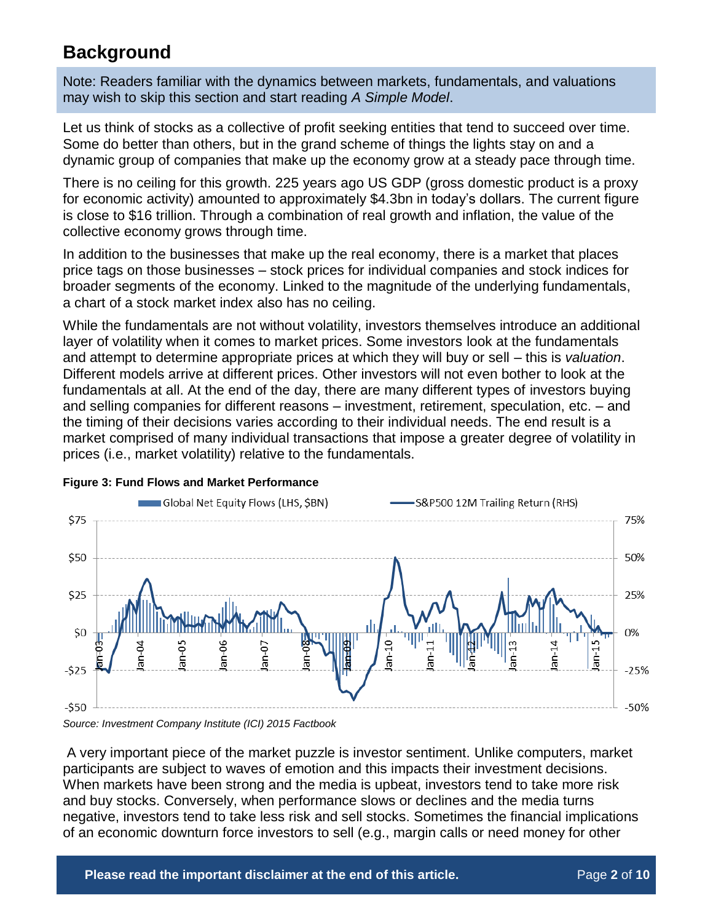## Background

Note: Readers familiar with the dynamics between markets, fundamentals, and valuations may wish to skip this section and start reading *A Simple Model*.

Let us think of stocks as a collective of profit seeking entities that tend to succeed over time. Some do better than others, but in the grand scheme of things the lights stay on and a dynamic group of companies that make up the economy grow at a steady pace through time.

There is no ceiling for this growth. 225 years ago US GDP (gross domestic product is a proxy for economic activity) amounted to approximately $4.3bn in today's dollars. The current figure is close to $16 trillion. Through a combination of real growth and inflation, the value of the collective economy grows through time.

In addition to the businesses that make up the real economy, there is a market that places price tags on those businesses – stock prices for individual companies and stock indices for broader segments of the economy. Linked to the magnitude of the underlying fundamentals, a chart of a stock market index also has no ceiling.

While the fundamentals are not without volatility, investors themselves introduce an additional layer of volatility when it comes to market prices. Some investors look at the fundamentals and attempt to determine appropriate prices at which they will buy or sell – this is *valuation*. Different models arrive at different prices. Other investors will not even bother to look at the fundamentals at all. At the end of the day, there are many different types of investors buying and selling companies for different reasons – investment, retirement, speculation, etc. – and the timing of their decisions varies according to their individual needs. The end result is a market comprised of many individual transactions that impose a greater degree of volatility in prices (i.e., market volatility) relative to the fundamentals.

**Figure 3: Fund Flows and Market Performance**

*Source: Investment Company Institute (ICI) 2015 Factbook*

A very important piece of the market puzzle is investor sentiment. Unlike computers, market participants are subject to waves of emotion and this impacts their investment decisions. When markets have been strong and the media is upbeat, investors tend to take more risk and buy stocks. Conversely, when performance slows or declines and the media turns negative, investors tend to take less risk and sell stocks. Sometimes the financial implications of an economic downturn force investors to sell (e.g., margin calls or need money for other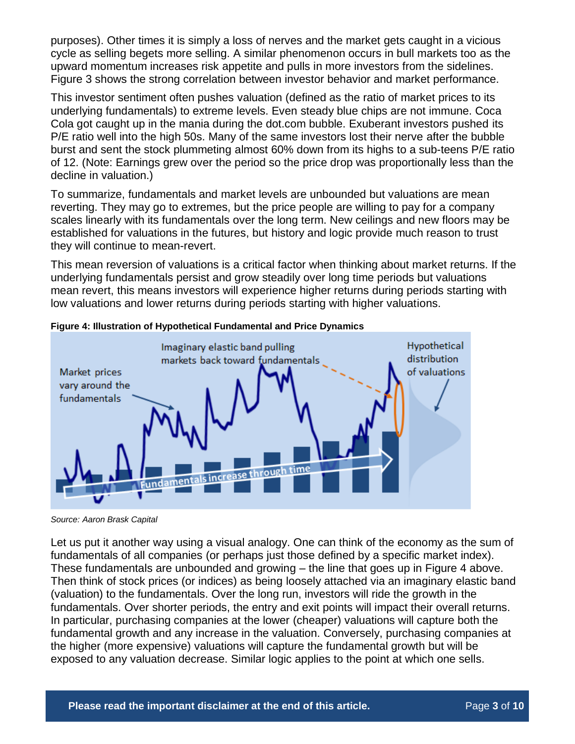purposes). Other times it is simply a loss of nerves and the market gets caught in a vicious cycle as selling begets more selling. A similar phenomenon occurs in bull markets too as the upward momentum increases risk appetite and pulls in more investors from the sidelines. Figure 3 shows the strong correlation between investor behavior and market performance.

This investor sentiment often pushes valuation (defined as the ratio of market prices to its underlying fundamentals) to extreme levels. Even steady blue chips are not immune. Coca Cola got caught up in the mania during the dot.com bubble. Exuberant investors pushed its P/E ratio well into the high 50s. Many of the same investors lost their nerve after the bubble burst and sent the stock plummeting almost 60% down from its highs to a sub-teens P/E ratio of 12. (Note: Earnings grew over the period so the price drop was proportionally less than the decline in valuation.)

To summarize, fundamentals and market levels are unbounded but valuations are mean reverting. They may go to extremes, but the price people are willing to pay for a company scales linearly with its fundamentals over the long term. New ceilings and new floors may be established for valuations in the futures, but history and logic provide much reason to trust they will continue to mean-revert.

This mean reversion of valuations is a critical factor when thinking about market returns. If the underlying fundamentals persist and grow steadily over long time periods but valuations mean revert, this means investors will experience higher returns during periods starting with low valuations and lower returns during periods starting with higher valuations.

**Figure 4: Illustration of Hypothetical Fundamental and Price Dynamics**

Imaginary elastic band pulling markets back toward fundamentals

Hypothetical distribution of valuations

Market prices vary around the fundamentals

Fundamentals increase through time

*Source: Aaron Brask Capital*

Let us put it another way using a visual analogy. One can think of the economy as the sum of fundamentals of all companies (or perhaps just those defined by a specific market index). These fundamentals are unbounded and growing – the line that goes up in Figure 4 above. Then think of stock prices (or indices) as being loosely attached via an imaginary elastic band (valuation) to the fundamentals. Over the long run, investors will ride the growth in the fundamentals. Over shorter periods, the entry and exit points will impact their overall returns. In particular, purchasing companies at the lower (cheaper) valuations will capture both the fundamental growth and any increase in the valuation. Conversely, purchasing companies at the higher (more expensive) valuations will capture the fundamental growth but will be exposed to any valuation decrease. Similar logic applies to the point at which one sells.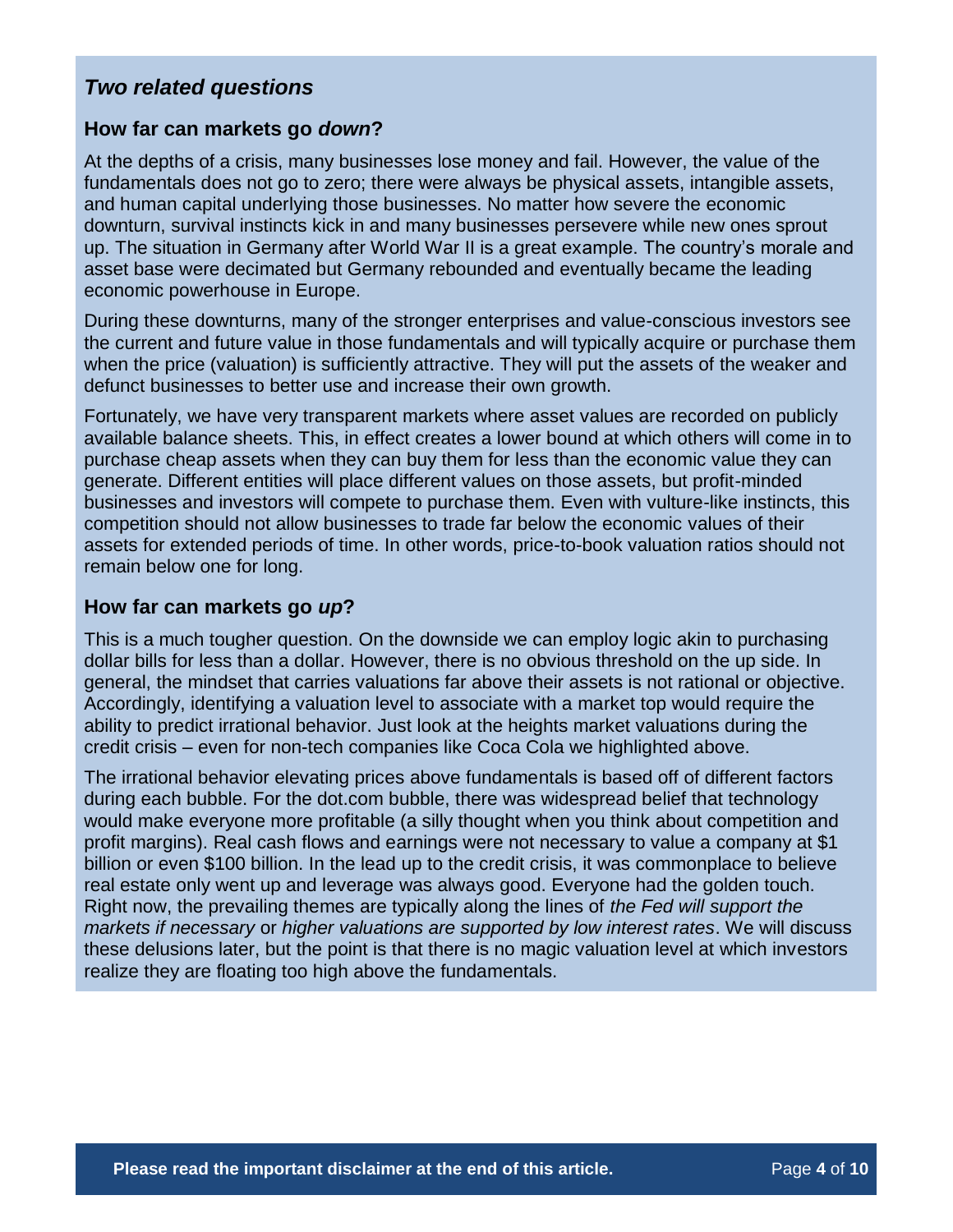## *Two related questions*

### How far can markets go *down*?

At the depths of a crisis, many businesses lose money and fail. However, the value of the fundamentals does not go to zero; there were always be physical assets, intangible assets, and human capital underlying those businesses. No matter how severe the economic downturn, survival instincts kick in and many businesses persevere while new ones sprout up. The situation in Germany after World War II is a great example. The country's morale and asset base were decimated but Germany rebounded and eventually became the leading economic powerhouse in Europe.

During these downturns, many of the stronger enterprises and value-conscious investors see the current and future value in those fundamentals and will typically acquire or purchase them when the price (valuation) is sufficiently attractive. They will put the assets of the weaker and defunct businesses to better use and increase their own growth.

Fortunately, we have very transparent markets where asset values are recorded on publicly available balance sheets. This, in effect creates a lower bound at which others will come in to purchase cheap assets when they can buy them for less than the economic value they can generate. Different entities will place different values on those assets, but profit-minded businesses and investors will compete to purchase them. Even with vulture-like instincts, this competition should not allow businesses to trade far below the economic values of their assets for extended periods of time. In other words, price-to-book valuation ratios should not remain below one for long.

### How far can markets go *up*?

This is a much tougher question. On the downside we can employ logic akin to purchasing dollar bills for less than a dollar. However, there is no obvious threshold on the up side. In general, the mindset that carries valuations far above their assets is not rational or objective. Accordingly, identifying a valuation level to associate with a market top would require the ability to predict irrational behavior. Just look at the heights market valuations during the credit crisis – even for non-tech companies like Coca Cola we highlighted above.

The irrational behavior elevating prices above fundamentals is based off of different factors during each bubble. For the dot.com bubble, there was widespread belief that technology would make everyone more profitable (a silly thought when you think about competition and profit margins). Real cash flows and earnings were not necessary to value a company at $1 billion or even $100 billion. In the lead up to the credit crisis, it was commonplace to believe real estate only went up and leverage was always good. Everyone had the golden touch. Right now, the prevailing themes are typically along the lines of *the Fed will support the markets if necessary* or *higher valuations are supported by low interest rates*. We will discuss these delusions later, but the point is that there is no magic valuation level at which investors realize they are floating too high above the fundamentals.

**Please read the important disclaimer at the end of this article.**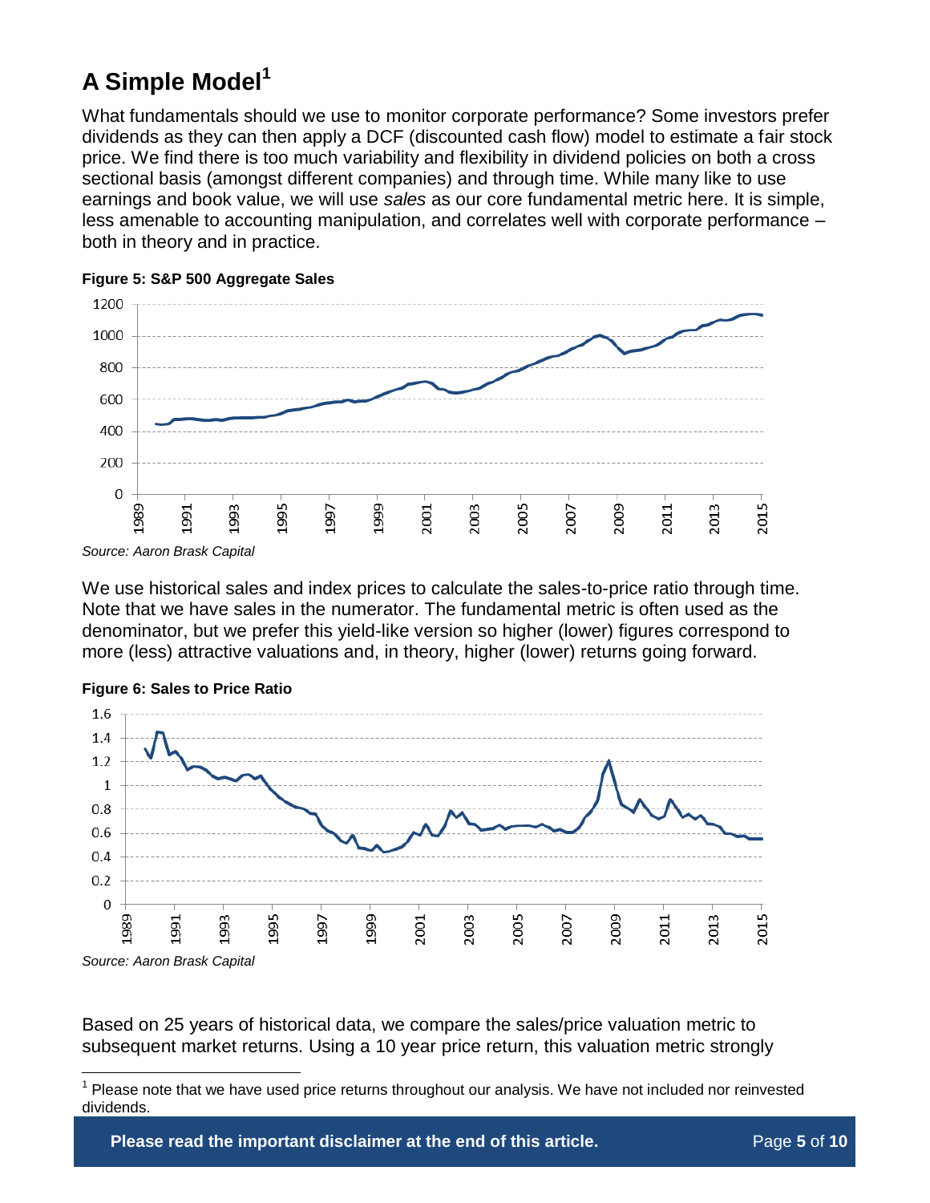# A Simple Model[1]

What fundamentals should we use to monitor corporate performance? Some investors prefer dividends as they can then apply a DCF (discounted cash flow) model to estimate a fair stock price. We find there is too much variability and flexibility in dividend policies on both a cross sectional basis (amongst different companies) and through time. While many like to use earnings and book value, we will use *sales* as our core fundamental metric here. It is simple, less amenable to accounting manipulation, and correlates well with corporate performance – both in theory and in practice.

**Figure 5: S&P 500 Aggregate Sales**

1200
1000
800
600
400
200
0

1989 1991 1993 1995 1997 1999 2001 2003 2005 2007 2009 2011 2013 2015

*Source: Aaron Brask Capital*

We use historical sales and index prices to calculate the sales-to-price ratio through time. Note that we have sales in the numerator. The fundamental metric is often used as the denominator, but we prefer this yield-like version so higher (lower) figures correspond to more (less) attractive valuations and, in theory, higher (lower) returns going forward.

**Figure 6: Sales to Price Ratio**

1.6
1.4
1.2
1
0.8
0.6
0.4
0.2
0

1989 1991 1993 1995 1997 1999 2001 2003 2005 2007 2009 2011 2013 2015

*Source: Aaron Brask Capital*

Based on 25 years of historical data, we compare the sales/price valuation metric to subsequent market returns. Using a 10 year price return, this valuation metric strongly

[1] Please note that we have used price returns throughout our analysis. We have not included nor reinvested dividends.

**Please read the important disclaimer at the end of this article.**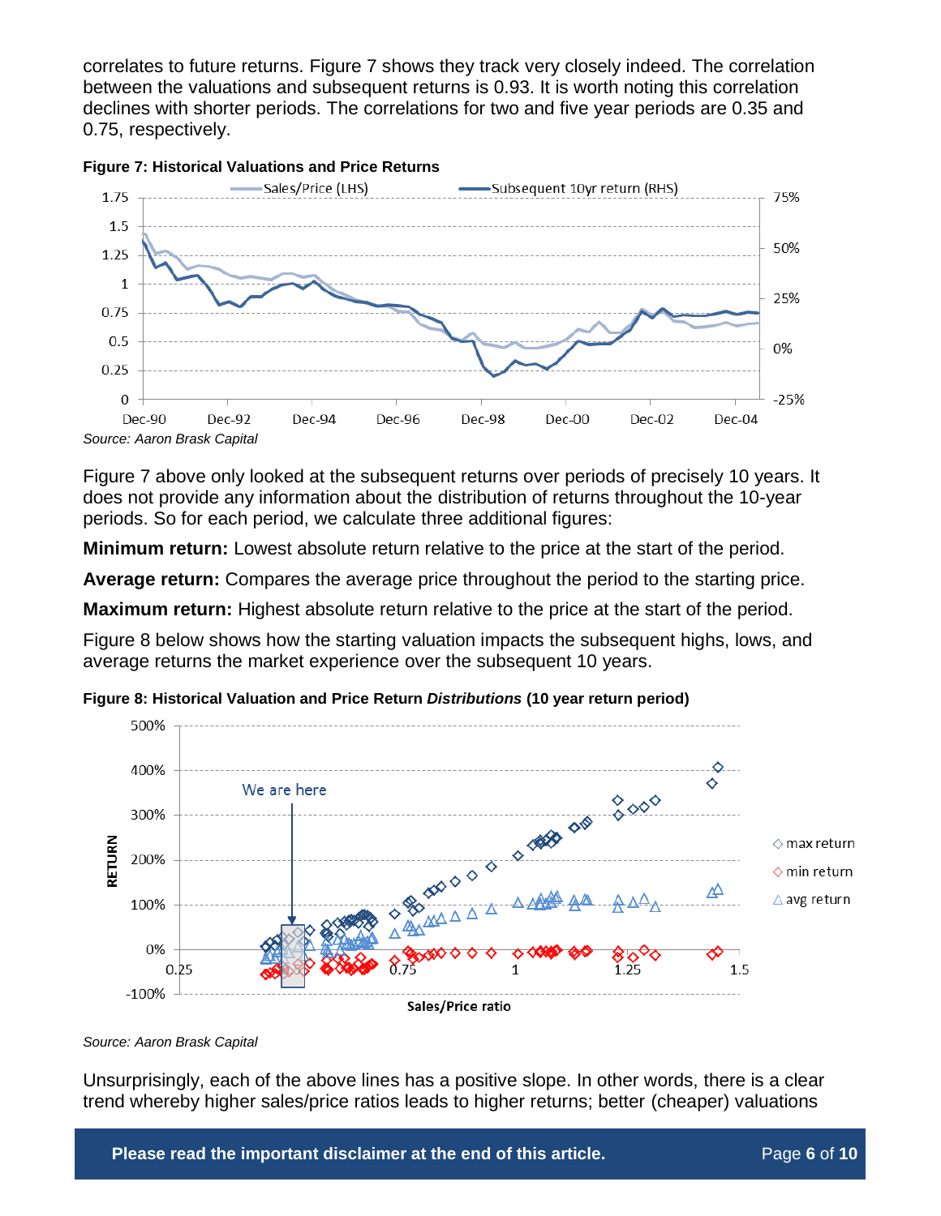correlates to future returns. Figure 7 shows they track very closely indeed. The correlation between the valuations and subsequent returns is 0.93. It is worth noting this correlation declines with shorter periods. The correlations for two and five year periods are 0.35 and 0.75, respectively.

**Figure 7: Historical Valuations and Price Returns**

Sales/Price (LHS)
Subsequent 10yr return (RHS)

1.75
1.5
1.25
1
0.75
0.5
0.25
0

75%
50%
25%
0%
-25%

Dec-90 Dec-92 Dec-94 Dec-96 Dec-98 Dec-00 Dec-02 Dec-04

*Source: Aaron Brask Capital*

Figure 7 above only looked at the subsequent returns over periods of precisely 10 years. It does not provide any information about the distribution of returns throughout the 10-year periods. So for each period, we calculate three additional figures:

**Minimum return:** Lowest absolute return relative to the price at the start of the period.

**Average return:** Compares the average price throughout the period to the starting price.

**Maximum return:** Highest absolute return relative to the price at the start of the period.

Figure 8 below shows how the starting valuation impacts the subsequent highs, lows, and average returns the market experience over the subsequent 10 years.

**Figure 8: Historical Valuation and Price Return *Distributions* (10 year return period)**

We are here

RETURN

500%
400%
300%
200%
100%
0%
-100%

0.25
0.75
1
1.25
1.5

Sales/Price ratio

max return
min return
avg return

*Source: Aaron Brask Capital*

Unsurprisingly, each of the above lines has a positive slope. In other words, there is a clear trend whereby higher sales/price ratios leads to higher returns; better (cheaper) valuations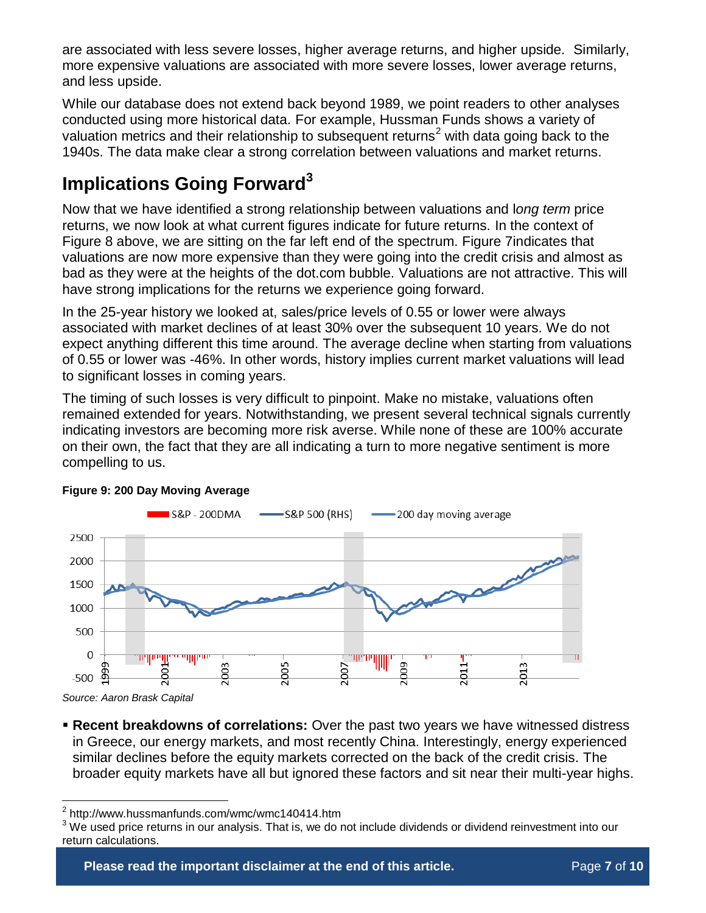are associated with less severe losses, higher average returns, and higher upside. Similarly, more expensive valuations are associated with more severe losses, lower average returns, and less upside.

While our database does not extend back beyond 1989, we point readers to other analyses conducted using more historical data. For example, Hussman Funds shows a variety of valuation metrics and their relationship to subsequent returns[2] with data going back to the 1940s. The data make clear a strong correlation between valuations and market returns.

## Implications Going Forward[3]

Now that we have identified a strong relationship between valuations and l*ong term* price returns, we now look at what current figures indicate for future returns. In the context of Figure 8 above, we are sitting on the far left end of the spectrum. Figure 7indicates that valuations are now more expensive than they were going into the credit crisis and almost as bad as they were at the heights of the dot.com bubble. Valuations are not attractive. This will have strong implications for the returns we experience going forward.

In the 25-year history we looked at, sales/price levels of 0.55 or lower were always associated with market declines of at least 30% over the subsequent 10 years. We do not expect anything different this time around. The average decline when starting from valuations of 0.55 or lower was -46%. In other words, history implies current market valuations will lead to significant losses in coming years.

The timing of such losses is very difficult to pinpoint. Make no mistake, valuations often remained extended for years. Notwithstanding, we present several technical signals currently indicating investors are becoming more risk averse. While none of these are 100% accurate on their own, the fact that they are all indicating a turn to more negative sentiment is more compelling to us.

**Figure 9: 200 Day Moving Average**

S&P - 200DMA
S&P 500 (RHS)
200 day moving average

2500
2000
1500
1000
500
0
-500

1999
2001
2003
2005
2007
2009
2011
2013

*Source: Aaron Brask Capital*

- **Recent breakdowns of correlations:** Over the past two years we have witnessed distress in Greece, our energy markets, and most recently China. Interestingly, energy experienced similar declines before the equity markets corrected on the back of the credit crisis. The broader equity markets have all but ignored these factors and sit near their multi-year highs.

---

[2] http://www.hussmanfunds.com/wmc/wmc140414.htm

[3] We used price returns in our analysis. That is, we do not include dividends or dividend reinvestment into our return calculations.

**Please read the important disclaimer at the end of this article.**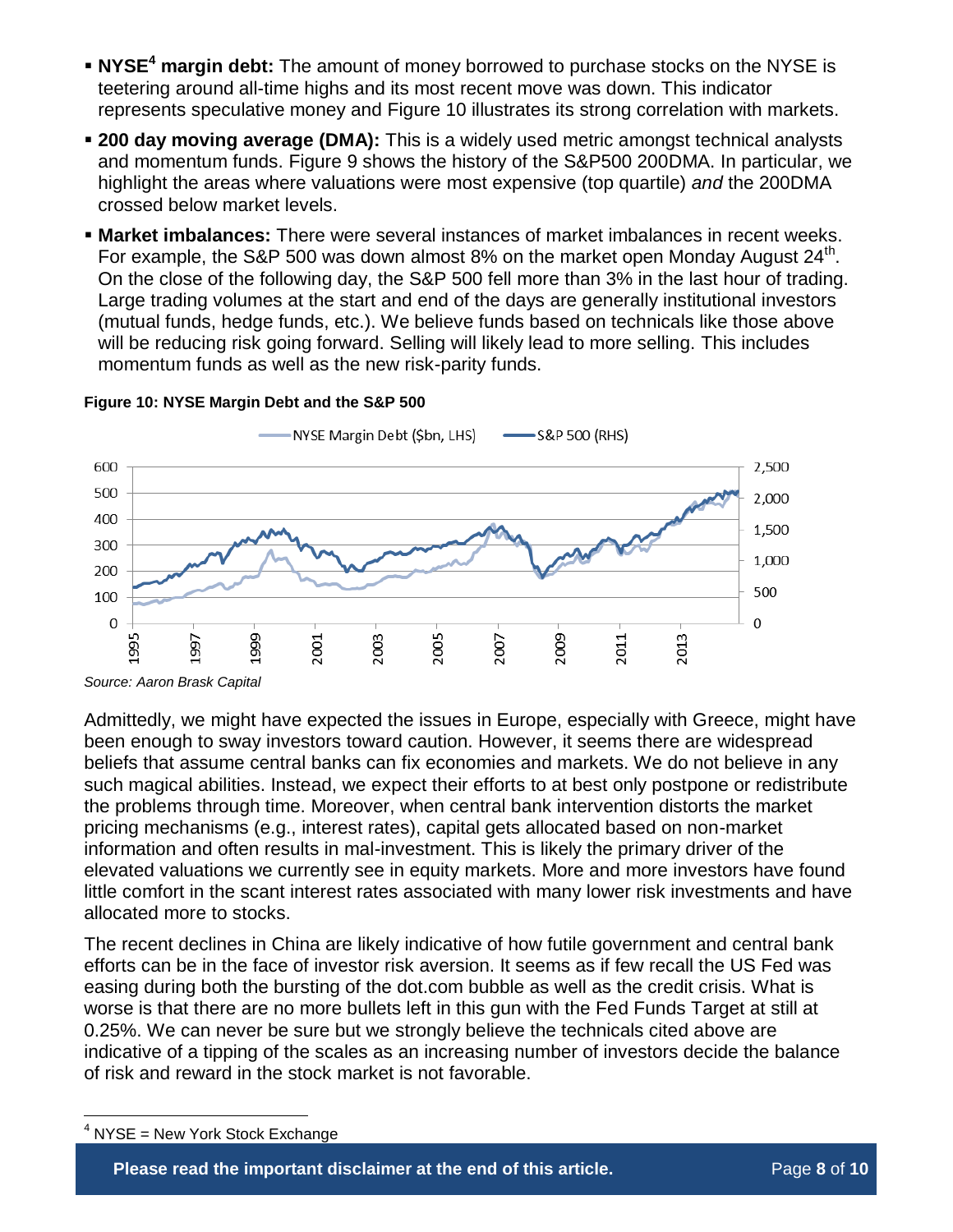- **NYSE[4] margin debt:** The amount of money borrowed to purchase stocks on the NYSE is teetering around all-time highs and its most recent move was down. This indicator represents speculative money and Figure 10 illustrates its strong correlation with markets.
- **200 day moving average (DMA):** This is a widely used metric amongst technical analysts and momentum funds. Figure 9 shows the history of the S&P500 200DMA. In particular, we highlight the areas where valuations were most expensive (top quartile) *and* the 200DMA crossed below market levels.
- **Market imbalances:** There were several instances of market imbalances in recent weeks. For example, the S&P 500 was down almost 8% on the market open Monday August 24th. On the close of the following day, the S&P 500 fell more than 3% in the last hour of trading. Large trading volumes at the start and end of the days are generally institutional investors (mutual funds, hedge funds, etc.). We believe funds based on technicals like those above will be reducing risk going forward. Selling will likely lead to more selling. This includes momentum funds as well as the new risk-parity funds.

**Figure 10: NYSE Margin Debt and the S&P 500**

*Source: Aaron Brask Capital*

Admittedly, we might have expected the issues in Europe, especially with Greece, might have been enough to sway investors toward caution. However, it seems there are widespread beliefs that assume central banks can fix economies and markets. We do not believe in any such magical abilities. Instead, we expect their efforts to at best only postpone or redistribute the problems through time. Moreover, when central bank intervention distorts the market pricing mechanisms (e.g., interest rates), capital gets allocated based on non-market information and often results in mal-investment. This is likely the primary driver of the elevated valuations we currently see in equity markets. More and more investors have found little comfort in the scant interest rates associated with many lower risk investments and have allocated more to stocks.

The recent declines in China are likely indicative of how futile government and central bank efforts can be in the face of investor risk aversion. It seems as if few recall the US Fed was easing during both the bursting of the dot.com bubble as well as the credit crisis. What is worse is that there are no more bullets left in this gun with the Fed Funds Target at still at 0.25%. We can never be sure but we strongly believe the technicals cited above are indicative of a tipping of the scales as an increasing number of investors decide the balance of risk and reward in the stock market is not favorable.

[4] NYSE = New York Stock Exchange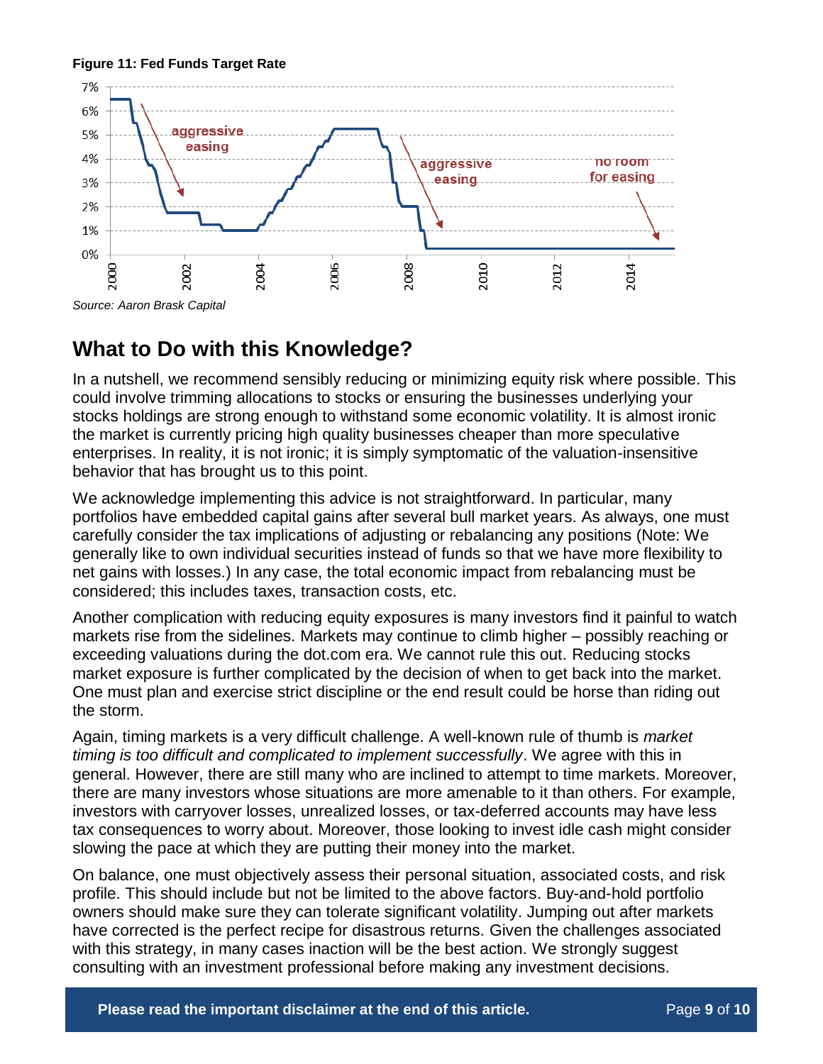**Figure 11: Fed Funds Target Rate**

7%
6%
5%
4%
3%
2%
1%
0%

2000
2002
2004
2006
2008
2010
2012
2014

aggressive easing
aggressive easing
no room for easing

*Source: Aaron Brask Capital*

## What to Do with this Knowledge?

In a nutshell, we recommend sensibly reducing or minimizing equity risk where possible. This could involve trimming allocations to stocks or ensuring the businesses underlying your stocks holdings are strong enough to withstand some economic volatility. It is almost ironic the market is currently pricing high quality businesses cheaper than more speculative enterprises. In reality, it is not ironic; it is simply symptomatic of the valuation-insensitive behavior that has brought us to this point.

We acknowledge implementing this advice is not straightforward. In particular, many portfolios have embedded capital gains after several bull market years. As always, one must carefully consider the tax implications of adjusting or rebalancing any positions (Note: We generally like to own individual securities instead of funds so that we have more flexibility to net gains with losses.) In any case, the total economic impact from rebalancing must be considered; this includes taxes, transaction costs, etc.

Another complication with reducing equity exposures is many investors find it painful to watch markets rise from the sidelines. Markets may continue to climb higher – possibly reaching or exceeding valuations during the dot.com era. We cannot rule this out. Reducing stocks market exposure is further complicated by the decision of when to get back into the market. One must plan and exercise strict discipline or the end result could be horse than riding out the storm.

Again, timing markets is a very difficult challenge. A well-known rule of thumb is *market timing is too difficult and complicated to implement successfully*. We agree with this in general. However, there are still many who are inclined to attempt to time markets. Moreover, there are many investors whose situations are more amenable to it than others. For example, investors with carryover losses, unrealized losses, or tax-deferred accounts may have less tax consequences to worry about. Moreover, those looking to invest idle cash might consider slowing the pace at which they are putting their money into the market.

On balance, one must objectively assess their personal situation, associated costs, and risk profile. This should include but not be limited to the above factors. Buy-and-hold portfolio owners should make sure they can tolerate significant volatility. Jumping out after markets have corrected is the perfect recipe for disastrous returns. Given the challenges associated with this strategy, in many cases inaction will be the best action. We strongly suggest consulting with an investment professional before making any investment decisions.

**Please read the important disclaimer at the end of this article.**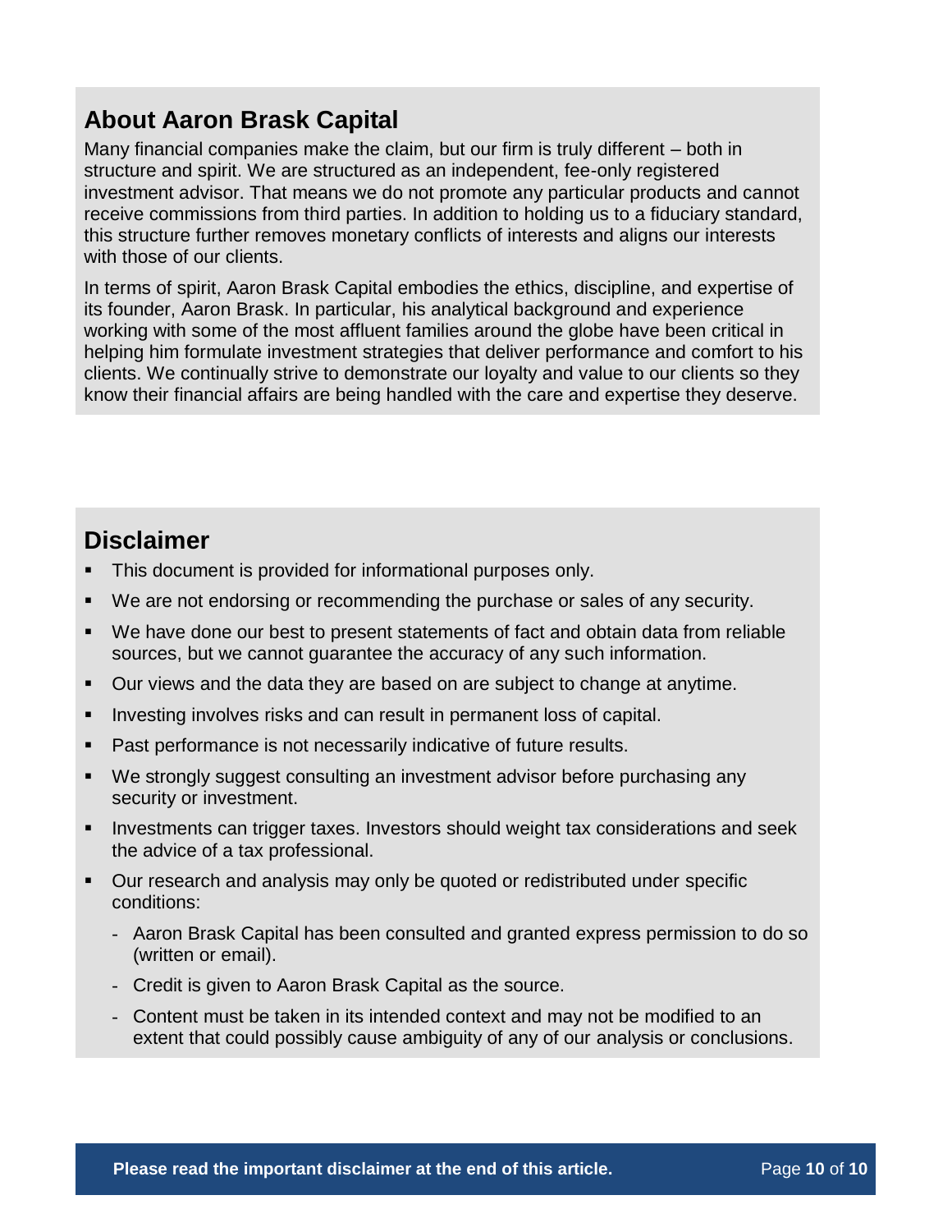## About Aaron Brask Capital

Many financial companies make the claim, but our firm is truly different – both in structure and spirit. We are structured as an independent, fee-only registered investment advisor. That means we do not promote any particular products and cannot receive commissions from third parties. In addition to holding us to a fiduciary standard, this structure further removes monetary conflicts of interests and aligns our interests with those of our clients.

In terms of spirit, Aaron Brask Capital embodies the ethics, discipline, and expertise of its founder, Aaron Brask. In particular, his analytical background and experience working with some of the most affluent families around the globe have been critical in helping him formulate investment strategies that deliver performance and comfort to his clients. We continually strive to demonstrate our loyalty and value to our clients so they know their financial affairs are being handled with the care and expertise they deserve.

## Disclaimer

- This document is provided for informational purposes only.
- We are not endorsing or recommending the purchase or sales of any security.
- We have done our best to present statements of fact and obtain data from reliable sources, but we cannot guarantee the accuracy of any such information.
- Our views and the data they are based on are subject to change at anytime.
- Investing involves risks and can result in permanent loss of capital.
- Past performance is not necessarily indicative of future results.
- We strongly suggest consulting an investment advisor before purchasing any security or investment.
- Investments can trigger taxes. Investors should weight tax considerations and seek the advice of a tax professional.
- Our research and analysis may only be quoted or redistributed under specific conditions:
  - Aaron Brask Capital has been consulted and granted express permission to do so (written or email).
  - Credit is given to Aaron Brask Capital as the source.
  - Content must be taken in its intended context and may not be modified to an extent that could possibly cause ambiguity of any of our analysis or conclusions.